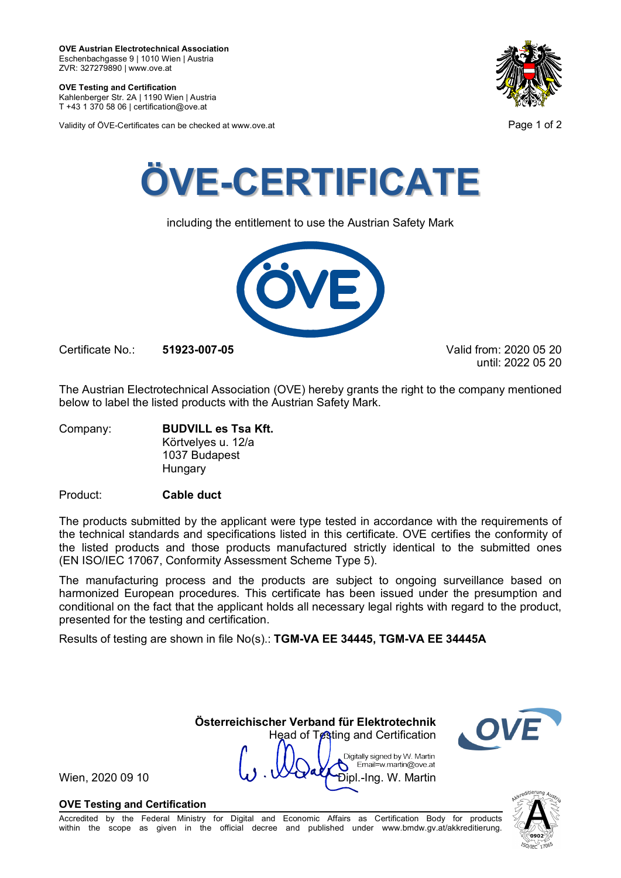**OVE Austrian Electrotechnical Association**
Eschenbachgasse 9 | 1010 Wien | Austria
ZVR: 327279890 | www.ove.at

**OVE Testing and Certification**
Kahlenberger Str. 2A | 1190 Wien | Austria
T +43 1 370 58 06 | certification@ove.at

Validity of ÖVE-Certificates can be checked at www.ove.at

# ÖVE-CERTIFICATE

including the entitlement to use the Austrian Safety Mark

Certificate No.: **51923-007-05**

Valid from: 2020 05 20
until: 2022 05 20

The Austrian Electrotechnical Association (OVE) hereby grants the right to the company mentioned below to label the listed products with the Austrian Safety Mark.

Company: **BUDVILL es Tsa Kft.**
Körtvelyes u. 12/a
1037 Budapest
Hungary

Product: **Cable duct**

The products submitted by the applicant were type tested in accordance with the requirements of the technical standards and specifications listed in this certificate. OVE certifies the conformity of the listed products and those products manufactured strictly identical to the submitted ones (EN ISO/IEC 17067, Conformity Assessment Scheme Type 5).

The manufacturing process and the products are subject to ongoing surveillance based on harmonized European procedures. This certificate has been issued under the presumption and conditional on the fact that the applicant holds all necessary legal rights with regard to the product, presented for the testing and certification.

Results of testing are shown in file No(s).: **TGM-VA EE 34445, TGM-VA EE 34445A**

**Österreichischer Verband für Elektrotechnik**
Head of Testing and Certification

Digitally signed by W. Martin
Email=w.martin@ove.at

Wien, 2020 09 10

Dipl.-Ing. W. Martin

**OVE Testing and Certification**

Accredited by the Federal Ministry for Digital and Economic Affairs as Certification Body for products within the scope as given in the official decree and published under www.bmdw.gv.at/akkreditierung.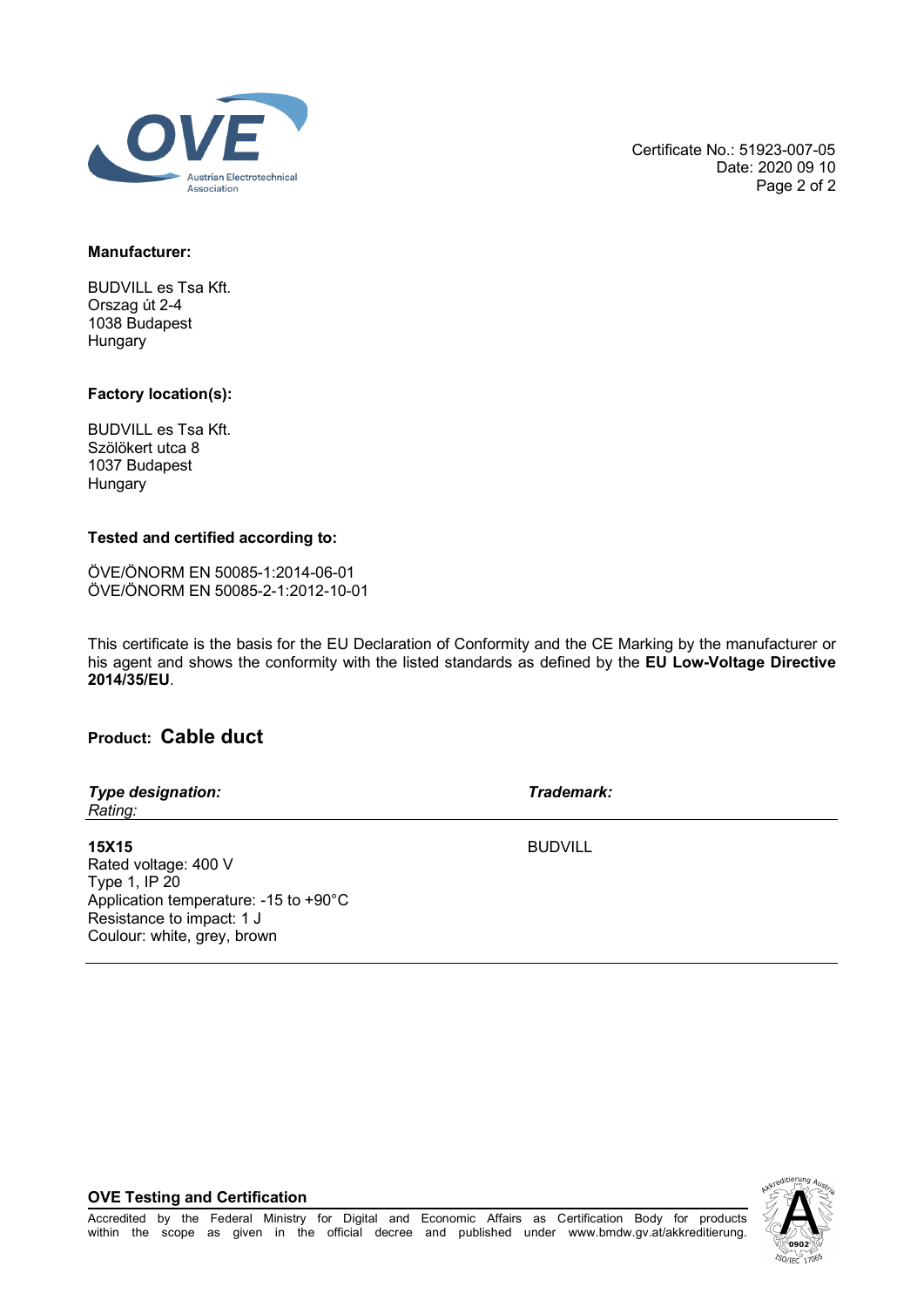Certificate No.: 51923-007-05
Date: 2020 09 10

**Manufacturer:**

BUDVILL es Tsa Kft.
Orszag út 2-4
1038 Budapest
Hungary

**Factory location(s):**

BUDVILL es Tsa Kft.
Szölökert utca 8
1037 Budapest
Hungary

**Tested and certified according to:**

ÖVE/ÖNORM EN 50085-1:2014-06-01
ÖVE/ÖNORM EN 50085-2-1:2012-10-01

This certificate is the basis for the EU Declaration of Conformity and the CE Marking by the manufacturer or his agent and shows the conformity with the listed standards as defined by the **EU Low-Voltage Directive 2014/35/EU**.

**Product:** **Cable duct**

| ***Type designation:*** *Rating:* | ***Trademark:*** |
|---|---|
| **15X15** Rated voltage: 400 V Type 1, IP 20 Application temperature: -15 to +90°C Resistance to impact: 1 J Coulour: white, grey, brown | BUDVILL |

**OVE Testing and Certification**

Accredited by the Federal Ministry for Digital and Economic Affairs as Certification Body for products within the scope as given in the official decree and published under www.bmdw.gv.at/akkreditierung.